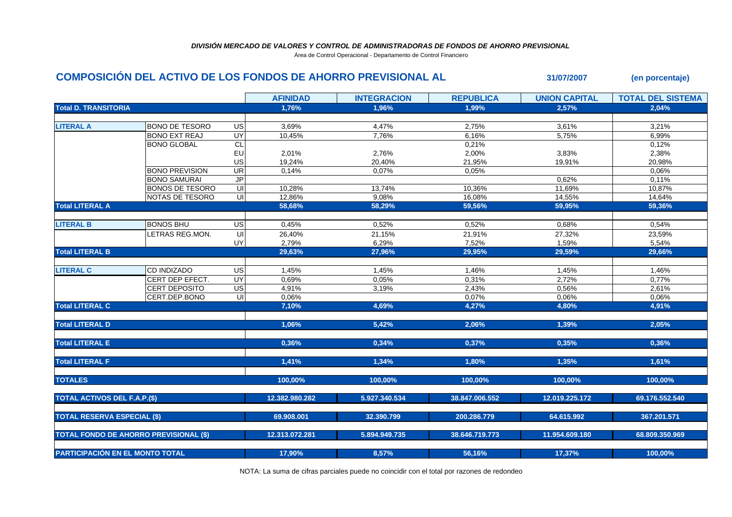*DIVISIÓN MERCADO DE VALORES Y CONTROL DE ADMINISTRADORAS DE FONDOS DE AHORRO PREVISIONAL*

Área de Control Operacional - Departamento de Control Financiero

## COMPOSICIÓN DEL ACTIVO DE LOS FONDOS DE AHORRO PREVISIONAL AL 31/07/2007 (en porcentaje)

| | | | AFINIDAD | INTEGRACION | REPUBLICA | UNION CAPITAL | TOTAL DEL SISTEMA |
|---|---|---|---|---|---|---|---|
| **Total D. TRANSITORIA** | | | 1,76% | 1,96% | 1,99% | 2,57% | 2,04% |
| **LITERAL A** | BONO DE TESORO | US | 3,69% | 4,47% | 2,75% | 3,61% | 3,21% |
| | BONO EXT REAJ | UY | 10,45% | 7,76% | 6,16% | 5,75% | 6,99% |
| | BONO GLOBAL | CL | | | 0,21% | | 0,12% |
| | | EU | 2,01% | 2,76% | 2,00% | 3,83% | 2,38% |
| | | US | 19,24% | 20,40% | 21,95% | 19,91% | 20,98% |
| | BONO PREVISION | UR | 0,14% | 0,07% | 0,05% | | 0,06% |
| | BONO SAMURAI | JP | | | | 0,62% | 0,11% |
| | BONOS DE TESORO | UI | 10,28% | 13,74% | 10,36% | 11,69% | 10,87% |
| | NOTAS DE TESORO | UI | 12,86% | 9,08% | 16,08% | 14,55% | 14,64% |
| **Total LITERAL A** | | | 58,68% | 58,29% | 59,56% | 59,95% | 59,36% |
| **LITERAL B** | BONOS BHU | US | 0,45% | 0,52% | 0,52% | 0,68% | 0,54% |
| | LETRAS REG.MON. | UI | 26,40% | 21,15% | 21,91% | 27,32% | 23,59% |
| | | UY | 2,79% | 6,29% | 7,52% | 1,59% | 5,54% |
| **Total LITERAL B** | | | 29,63% | 27,96% | 29,95% | 29,59% | 29,66% |
| **LITERAL C** | CD INDIZADO | US | 1,45% | 1,45% | 1,46% | 1,45% | 1,46% |
| | CERT DEP EFECT. | UY | 0,69% | 0,05% | 0,31% | 2,72% | 0,77% |
| | CERT DEPOSITO | US | 4,91% | 3,19% | 2,43% | 0,56% | 2,61% |
| | CERT.DEP.BONO | UI | 0,06% | | 0,07% | 0,06% | 0,06% |
| **Total LITERAL C** | | | 7,10% | 4,69% | 4,27% | 4,80% | 4,91% |
| **Total LITERAL D** | | | 1,06% | 5,42% | 2,06% | 1,39% | 2,05% |
| **Total LITERAL E** | | | 0,36% | 0,34% | 0,37% | 0,35% | 0,36% |
| **Total LITERAL F** | | | 1,41% | 1,34% | 1,80% | 1,35% | 1,61% |
| **TOTALES** | | | 100,00% | 100,00% | 100,00% | 100,00% | 100,00% |
| **TOTAL ACTIVOS DEL F.A.P.($)** | | | 12.382.980.282 | 5.927.340.534 | 38.847.006.552 | 12.019.225.172 | 69.176.552.540 |
| **TOTAL RESERVA ESPECIAL ($)** | | | 69.908.001 | 32.390.799 | 200.286.779 | 64.615.992 | 367.201.571 |
| **TOTAL FONDO DE AHORRO PREVISIONAL ($)** | | | 12.313.072.281 | 5.894.949.735 | 38.646.719.773 | 11.954.609.180 | 68.809.350.969 |
| **PARTICIPACIÓN EN EL MONTO TOTAL** | | | 17,90% | 8,57% | 56,16% | 17,37% | 100,00% |

NOTA: La suma de cifras parciales puede no coincidir con el total por razones de redondeo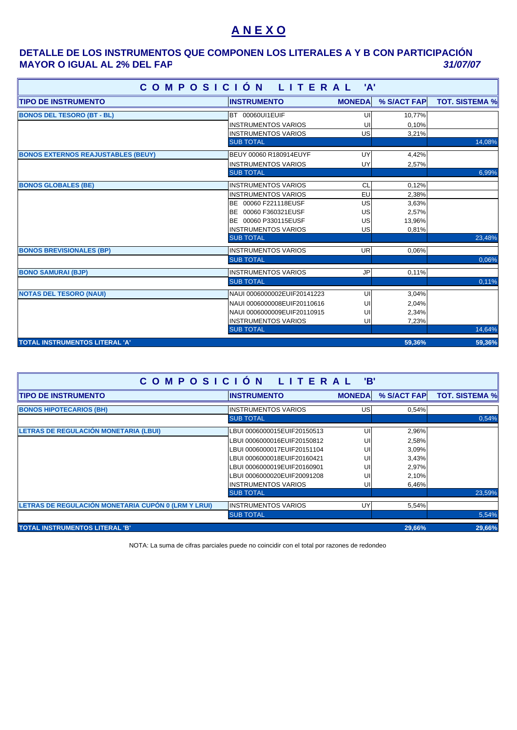# A N E X O

## DETALLE DE LOS INSTRUMENTOS QUE COMPONEN LOS LITERALES A Y B CON PARTICIPACIÓN MAYOR O IGUAL AL 2% DEL FAP

*31/07/07*

### C O M P O S I C I Ó N   L I T E R A L   'A'

| TIPO DE INSTRUMENTO | INSTRUMENTO | MONEDA | % S/ACT FAP | TOT. SISTEMA % |
|---|---|---|---|---|
| BONOS DEL TESORO (BT - BL) | BT 00060UI1EUIF | UI | 10,77% | |
| | INSTRUMENTOS VARIOS | UI | 0,10% | |
| | INSTRUMENTOS VARIOS | US | 3,21% | |
| | SUB TOTAL | | | 14,08% |
| BONOS EXTERNOS REAJUSTABLES (BEUY) | BEUY 00060 R180914EUYF | UY | 4,42% | |
| | INSTRUMENTOS VARIOS | UY | 2,57% | |
| | SUB TOTAL | | | 6,99% |
| BONOS GLOBALES (BE) | INSTRUMENTOS VARIOS | CL | 0,12% | |
| | INSTRUMENTOS VARIOS | EU | 2,38% | |
| | BE 00060 F221118EUSF | US | 3,63% | |
| | BE 00060 F360321EUSF | US | 2,57% | |
| | BE 00060 P330115EUSF | US | 13,96% | |
| | INSTRUMENTOS VARIOS | US | 0,81% | |
| | SUB TOTAL | | | 23,48% |
| BONOS BREVISIONALES (BP) | INSTRUMENTOS VARIOS | UR | 0,06% | |
| | SUB TOTAL | | | 0,06% |
| BONO SAMURAI (BJP) | INSTRUMENTOS VARIOS | JP | 0,11% | |
| | SUB TOTAL | | | 0,11% |
| NOTAS DEL TESORO (NAUI) | NAUI 0006000002EUIF20141223 | UI | 3,04% | |
| | NAUI 0006000008EUIF20110616 | UI | 2,04% | |
| | NAUI 0006000009EUIF20110915 | UI | 2,34% | |
| | INSTRUMENTOS VARIOS | UI | 7,23% | |
| | SUB TOTAL | | | 14,64% |
| TOTAL INSTRUMENTOS LITERAL 'A' | | | 59,36% | 59,36% |

### C O M P O S I C I Ó N   L I T E R A L   'B'

| TIPO DE INSTRUMENTO | INSTRUMENTO | MONEDA | % S/ACT FAP | TOT. SISTEMA % |
|---|---|---|---|---|
| BONOS HIPOTECARIOS (BH) | INSTRUMENTOS VARIOS | US | 0,54% | |
| | SUB TOTAL | | | 0,54% |
| LETRAS DE REGULACIÓN MONETARIA (LBUI) | LBUI 0006000015EUIF20150513 | UI | 2,96% | |
| | LBUI 0006000016EUIF20150812 | UI | 2,58% | |
| | LBUI 0006000017EUIF20151104 | UI | 3,09% | |
| | LBUI 0006000018EUIF20160421 | UI | 3,43% | |
| | LBUI 0006000019EUIF20160901 | UI | 2,97% | |
| | LBUI 0006000020EUIF20091208 | UI | 2,10% | |
| | INSTRUMENTOS VARIOS | UI | 6,46% | |
| | SUB TOTAL | | | 23,59% |
| LETRAS DE REGULACIÓN MONETARIA CUPÓN 0 (LRM Y LRUI) | INSTRUMENTOS VARIOS | UY | 5,54% | |
| | SUB TOTAL | | | 5,54% |
| TOTAL INSTRUMENTOS LITERAL 'B' | | | 29,66% | 29,66% |

NOTA: La suma de cifras parciales puede no coincidir con el total por razones de redondeo